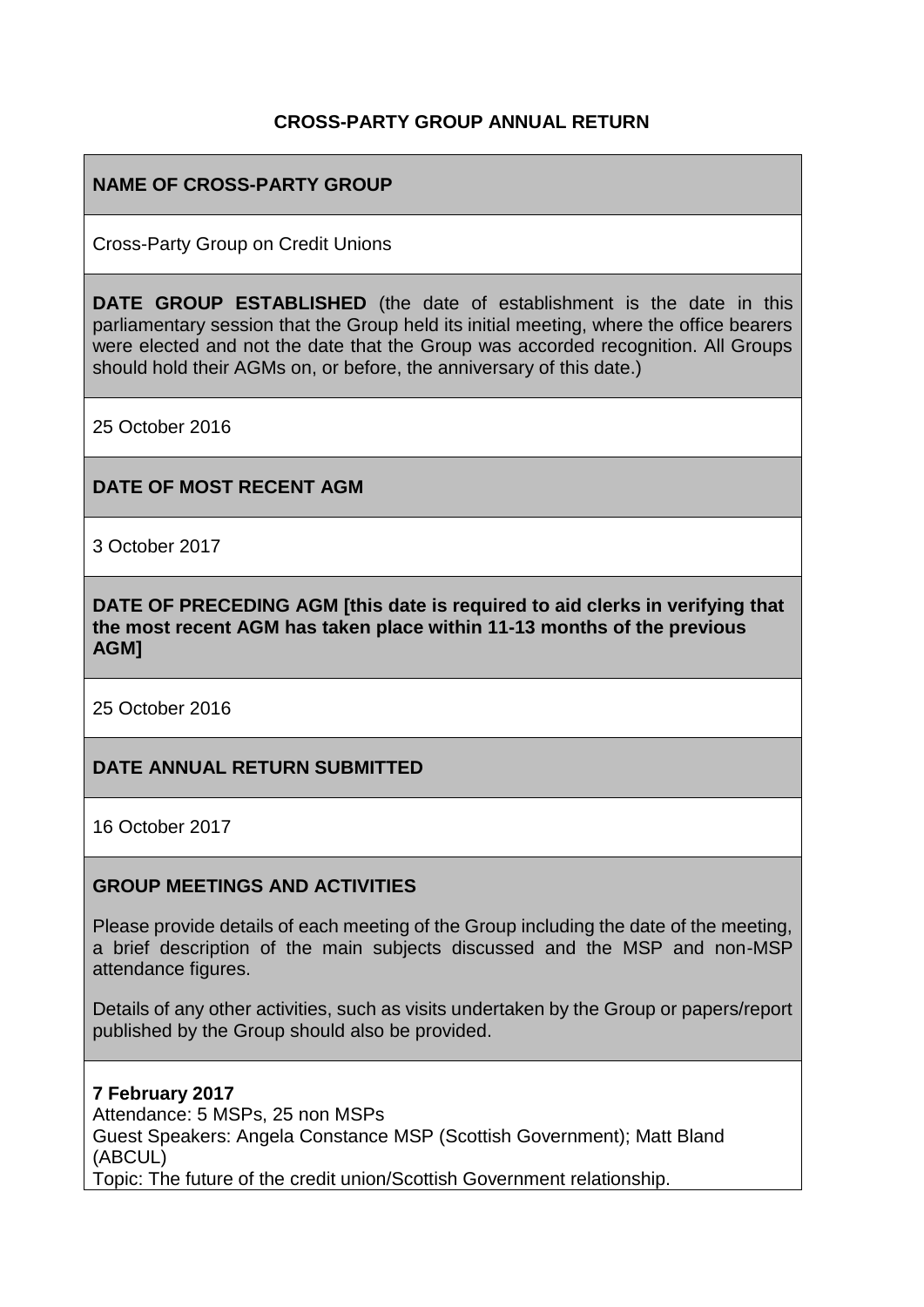# CROSS-PARTY GROUP ANNUAL RETURN

**NAME OF CROSS-PARTY GROUP**

Cross-Party Group on Credit Unions

**DATE GROUP ESTABLISHED** (the date of establishment is the date in this parliamentary session that the Group held its initial meeting, where the office bearers were elected and not the date that the Group was accorded recognition. All Groups should hold their AGMs on, or before, the anniversary of this date.)

25 October 2016

**DATE OF MOST RECENT AGM**

3 October 2017

**DATE OF PRECEDING AGM [this date is required to aid clerks in verifying that the most recent AGM has taken place within 11-13 months of the previous AGM]**

25 October 2016

**DATE ANNUAL RETURN SUBMITTED**

16 October 2017

**GROUP MEETINGS AND ACTIVITIES**

Please provide details of each meeting of the Group including the date of the meeting, a brief description of the main subjects discussed and the MSP and non-MSP attendance figures.

Details of any other activities, such as visits undertaken by the Group or papers/report published by the Group should also be provided.

**7 February 2017**
Attendance: 5 MSPs, 25 non MSPs
Guest Speakers: Angela Constance MSP (Scottish Government); Matt Bland (ABCUL)
Topic: The future of the credit union/Scottish Government relationship.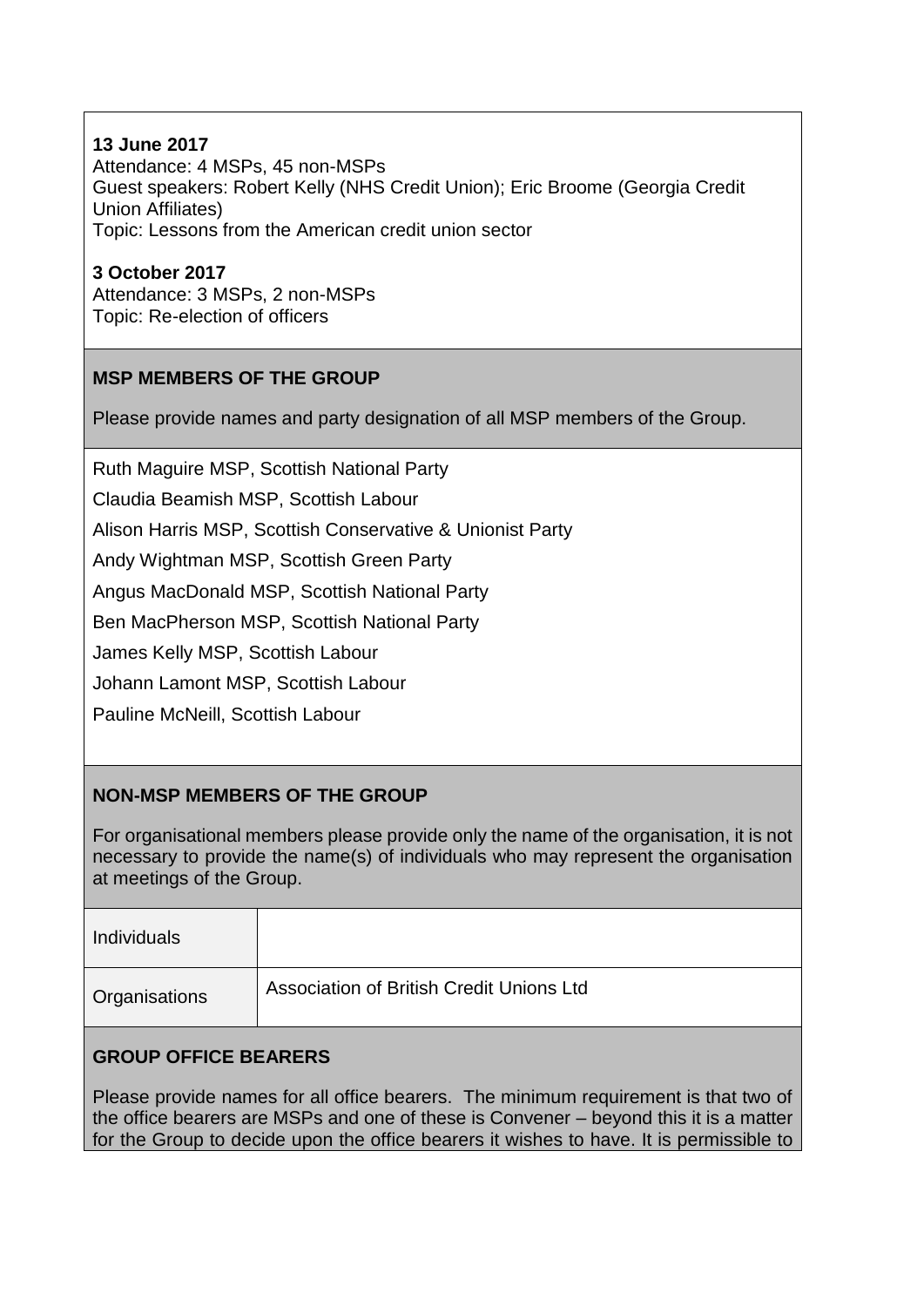**13 June 2017**
Attendance: 4 MSPs, 45 non-MSPs
Guest speakers: Robert Kelly (NHS Credit Union); Eric Broome (Georgia Credit Union Affiliates)
Topic: Lessons from the American credit union sector

**3 October 2017**
Attendance: 3 MSPs, 2 non-MSPs
Topic: Re-election of officers

**MSP MEMBERS OF THE GROUP**

Please provide names and party designation of all MSP members of the Group.

Ruth Maguire MSP, Scottish National Party

Claudia Beamish MSP, Scottish Labour

Alison Harris MSP, Scottish Conservative & Unionist Party

Andy Wightman MSP, Scottish Green Party

Angus MacDonald MSP, Scottish National Party

Ben MacPherson MSP, Scottish National Party

James Kelly MSP, Scottish Labour

Johann Lamont MSP, Scottish Labour

Pauline McNeill, Scottish Labour

**NON-MSP MEMBERS OF THE GROUP**

For organisational members please provide only the name of the organisation, it is not necessary to provide the name(s) of individuals who may represent the organisation at meetings of the Group.

| | |
|---|---|
| Individuals | |
| Organisations | Association of British Credit Unions Ltd |

**GROUP OFFICE BEARERS**

Please provide names for all office bearers. The minimum requirement is that two of the office bearers are MSPs and one of these is Convener – beyond this it is a matter for the Group to decide upon the office bearers it wishes to have. It is permissible to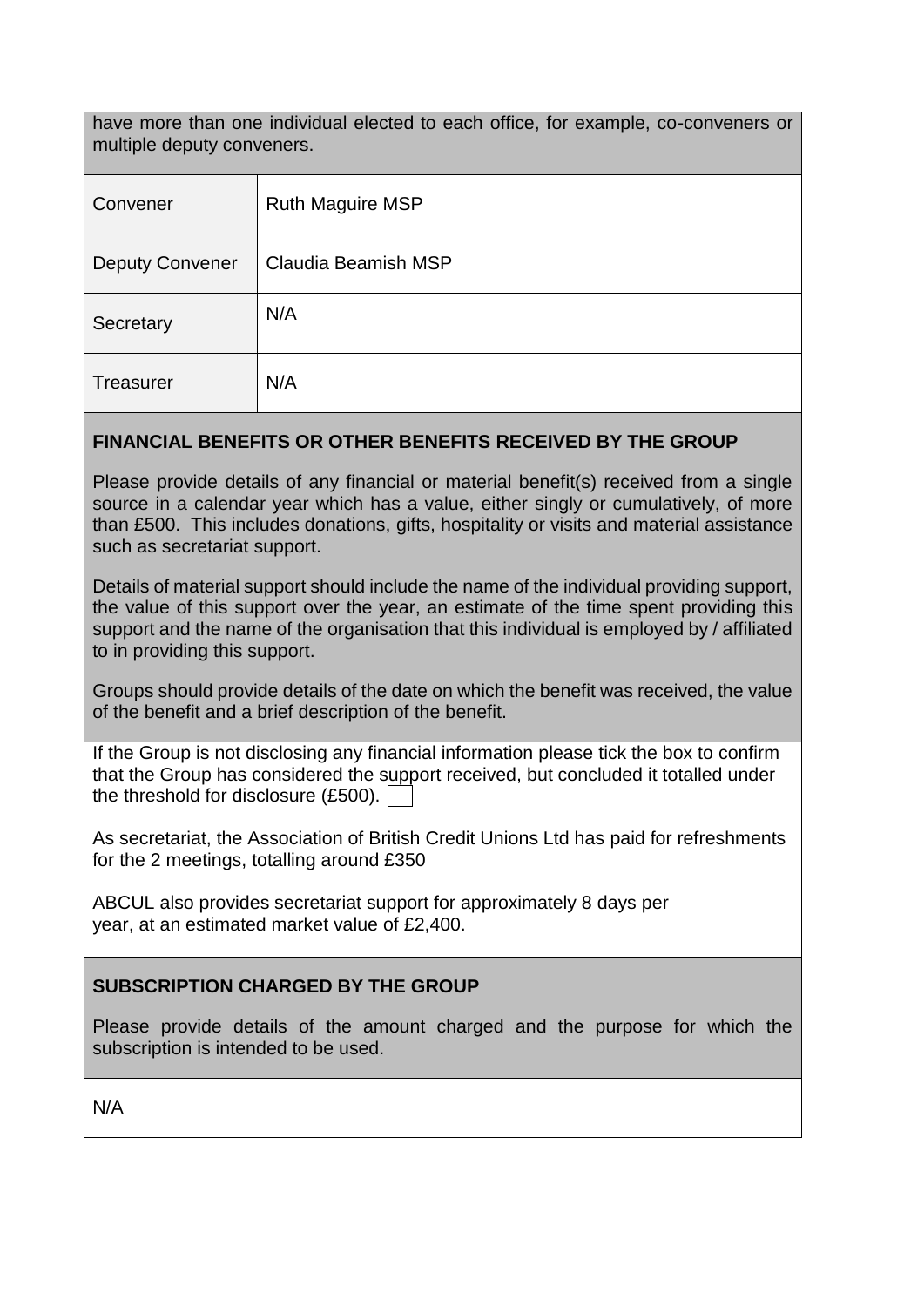have more than one individual elected to each office, for example, co-conveners or multiple deputy conveners.

| | |
|---|---|
| Convener | Ruth Maguire MSP |
| Deputy Convener | Claudia Beamish MSP |
| Secretary | N/A |
| Treasurer | N/A |

**FINANCIAL BENEFITS OR OTHER BENEFITS RECEIVED BY THE GROUP**

Please provide details of any financial or material benefit(s) received from a single source in a calendar year which has a value, either singly or cumulatively, of more than £500. This includes donations, gifts, hospitality or visits and material assistance such as secretariat support.

Details of material support should include the name of the individual providing support, the value of this support over the year, an estimate of the time spent providing this support and the name of the organisation that this individual is employed by / affiliated to in providing this support.

Groups should provide details of the date on which the benefit was received, the value of the benefit and a brief description of the benefit.

If the Group is not disclosing any financial information please tick the box to confirm that the Group has considered the support received, but concluded it totalled under the threshold for disclosure (£500). ☐

As secretariat, the Association of British Credit Unions Ltd has paid for refreshments for the 2 meetings, totalling around £350

ABCUL also provides secretariat support for approximately 8 days per year, at an estimated market value of £2,400.

**SUBSCRIPTION CHARGED BY THE GROUP**

Please provide details of the amount charged and the purpose for which the subscription is intended to be used.

N/A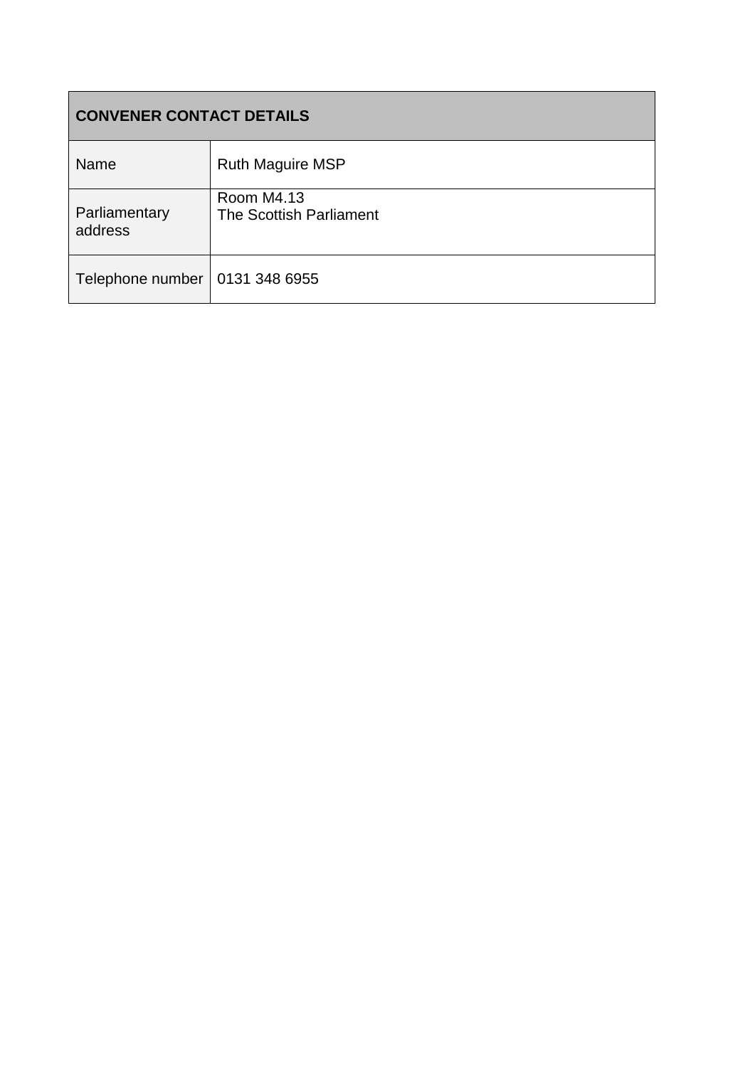| CONVENER CONTACT DETAILS | |
|---|---|
| Name | Ruth Maguire MSP |
| Parliamentary address | Room M4.13<br>The Scottish Parliament |
| Telephone number | 0131 348 6955 |